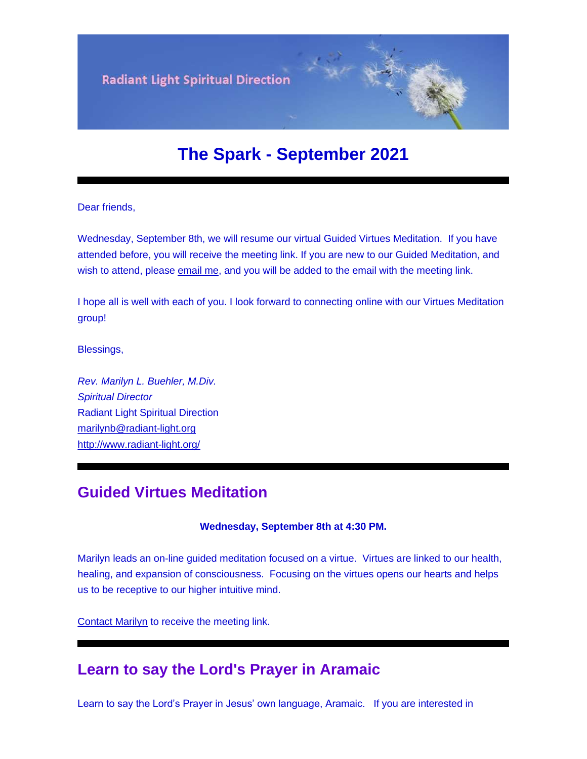Radiant Light Spiritual Direction

# The Spark - September 2021

---

Dear friends,

Wednesday, September 8th, we will resume our virtual Guided Virtues Meditation.  If you have attended before, you will receive the meeting link. If you are new to our Guided Meditation, and wish to attend, please email me, and you will be added to the email with the meeting link.

I hope all is well with each of you. I look forward to connecting online with our Virtues Meditation group!

Blessings,

*Rev. Marilyn L. Buehler, M.Div.*
*Spiritual Director*
Radiant Light Spiritual Direction
marilynb@radiant-light.org
http://www.radiant-light.org/

---

## Guided Virtues Meditation

**Wednesday, September 8th at 4:30 PM.**

Marilyn leads an on-line guided meditation focused on a virtue.  Virtues are linked to our health, healing, and expansion of consciousness.  Focusing on the virtues opens our hearts and helps us to be receptive to our higher intuitive mind.

Contact Marilyn to receive the meeting link.

---

## Learn to say the Lord's Prayer in Aramaic

Learn to say the Lord's Prayer in Jesus' own language, Aramaic.   If you are interested in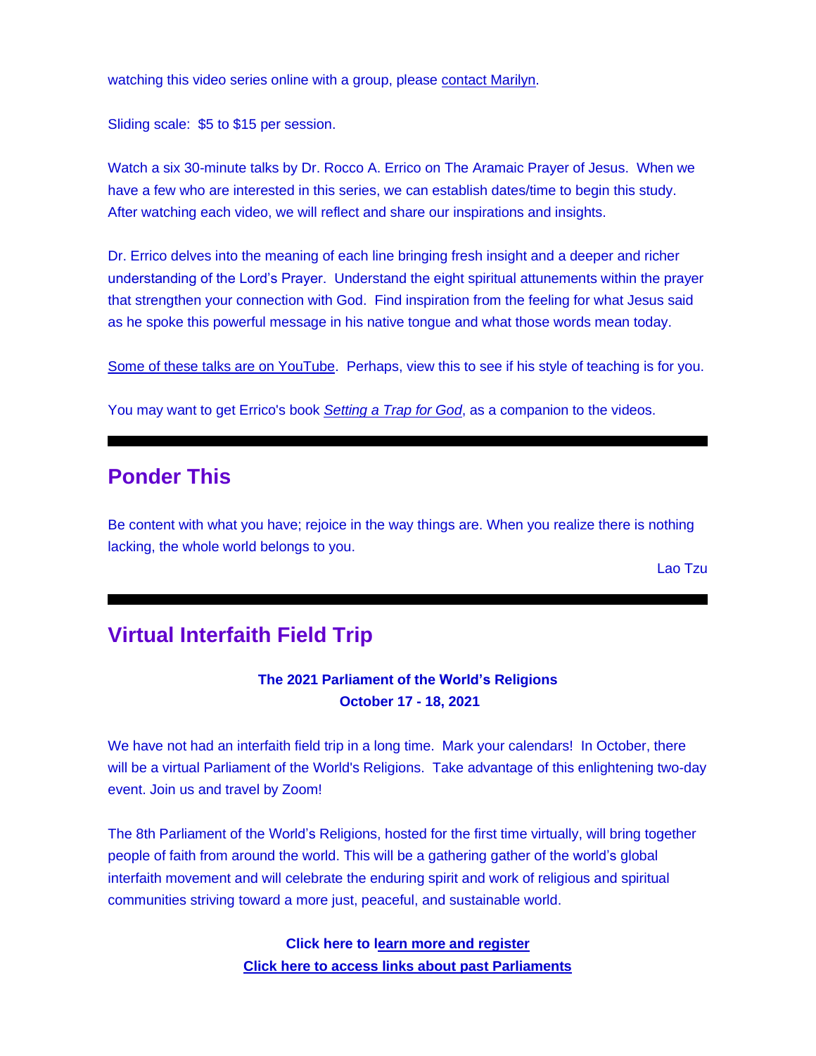watching this video series online with a group, please contact Marilyn.

Sliding scale: $5 to $15 per session.

Watch a six 30-minute talks by Dr. Rocco A. Errico on The Aramaic Prayer of Jesus. When we have a few who are interested in this series, we can establish dates/time to begin this study. After watching each video, we will reflect and share our inspirations and insights.

Dr. Errico delves into the meaning of each line bringing fresh insight and a deeper and richer understanding of the Lord's Prayer. Understand the eight spiritual attunements within the prayer that strengthen your connection with God. Find inspiration from the feeling for what Jesus said as he spoke this powerful message in his native tongue and what those words mean today.

Some of these talks are on YouTube. Perhaps, view this to see if his style of teaching is for you.

You may want to get Errico's book *Setting a Trap for God*, as a companion to the videos.

---

## Ponder This

Be content with what you have; rejoice in the way things are. When you realize there is nothing lacking, the whole world belongs to you.

Lao Tzu

---

## Virtual Interfaith Field Trip

**The 2021 Parliament of the World's Religions**
**October 17 - 18, 2021**

We have not had an interfaith field trip in a long time. Mark your calendars! In October, there will be a virtual Parliament of the World's Religions. Take advantage of this enlightening two-day event. Join us and travel by Zoom!

The 8th Parliament of the World's Religions, hosted for the first time virtually, will bring together people of faith from around the world. This will be a gathering gather of the world's global interfaith movement and will celebrate the enduring spirit and work of religious and spiritual communities striving toward a more just, peaceful, and sustainable world.

**Click here to learn more and register**
**Click here to access links about past Parliaments**